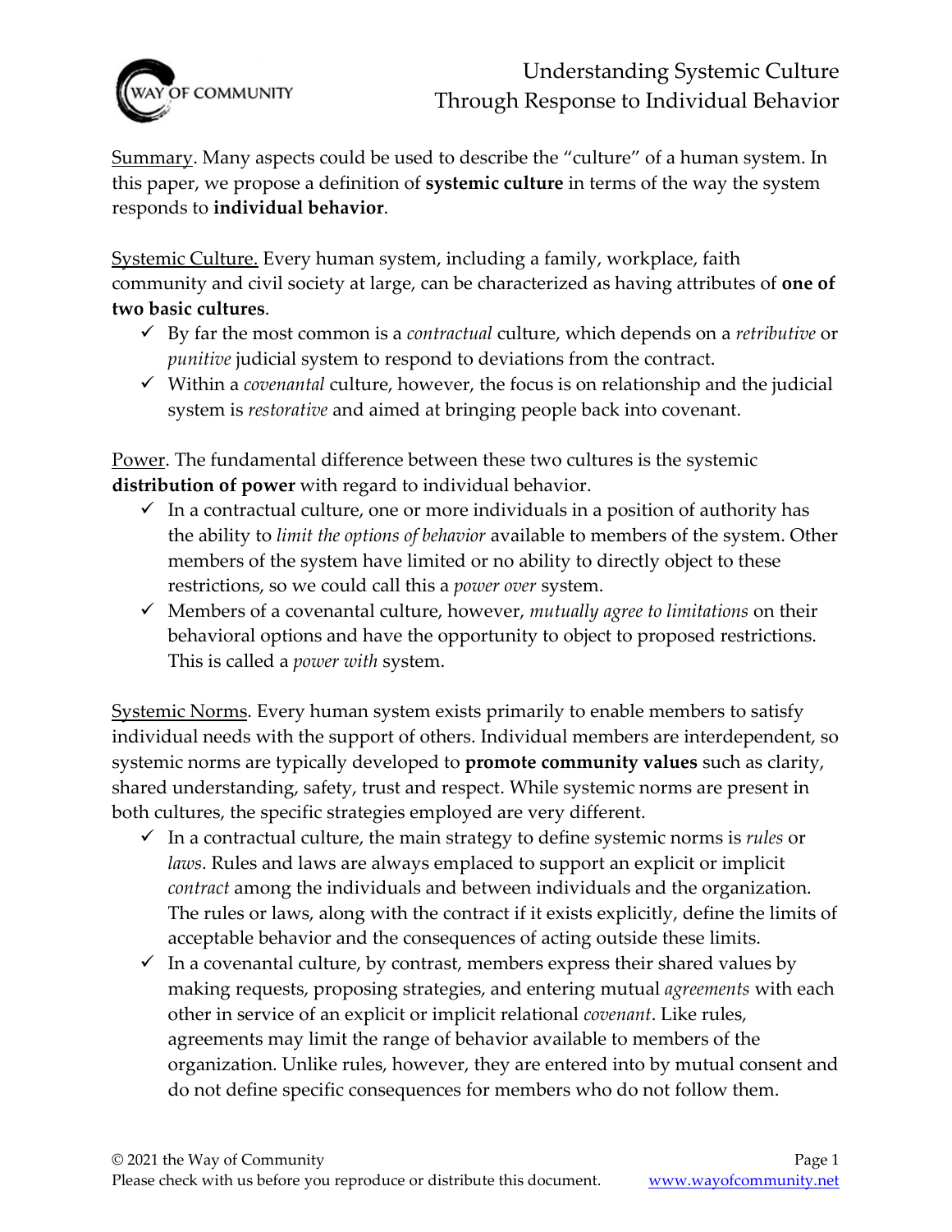# Understanding Systemic Culture Through Response to Individual Behavior

<u>Summary</u>. Many aspects could be used to describe the "culture" of a human system. In this paper, we propose a definition of **systemic culture** in terms of the way the system responds to **individual behavior**.

<u>Systemic Culture.</u> Every human system, including a family, workplace, faith community and civil society at large, can be characterized as having attributes of **one of two basic cultures**.

- ✓ By far the most common is a *contractual* culture, which depends on a *retributive* or *punitive* judicial system to respond to deviations from the contract.
- ✓ Within a *covenantal* culture, however, the focus is on relationship and the judicial system is *restorative* and aimed at bringing people back into covenant.

<u>Power</u>. The fundamental difference between these two cultures is the systemic **distribution of power** with regard to individual behavior.

- ✓ In a contractual culture, one or more individuals in a position of authority has the ability to *limit the options of behavior* available to members of the system. Other members of the system have limited or no ability to directly object to these restrictions, so we could call this a *power over* system.
- ✓ Members of a covenantal culture, however, *mutually agree to limitations* on their behavioral options and have the opportunity to object to proposed restrictions. This is called a *power with* system.

<u>Systemic Norms</u>. Every human system exists primarily to enable members to satisfy individual needs with the support of others. Individual members are interdependent, so systemic norms are typically developed to **promote community values** such as clarity, shared understanding, safety, trust and respect. While systemic norms are present in both cultures, the specific strategies employed are very different.

- ✓ In a contractual culture, the main strategy to define systemic norms is *rules* or *laws*. Rules and laws are always emplaced to support an explicit or implicit *contract* among the individuals and between individuals and the organization. The rules or laws, along with the contract if it exists explicitly, define the limits of acceptable behavior and the consequences of acting outside these limits.
- ✓ In a covenantal culture, by contrast, members express their shared values by making requests, proposing strategies, and entering mutual *agreements* with each other in service of an explicit or implicit relational *covenant*. Like rules, agreements may limit the range of behavior available to members of the organization. Unlike rules, however, they are entered into by mutual consent and do not define specific consequences for members who do not follow them.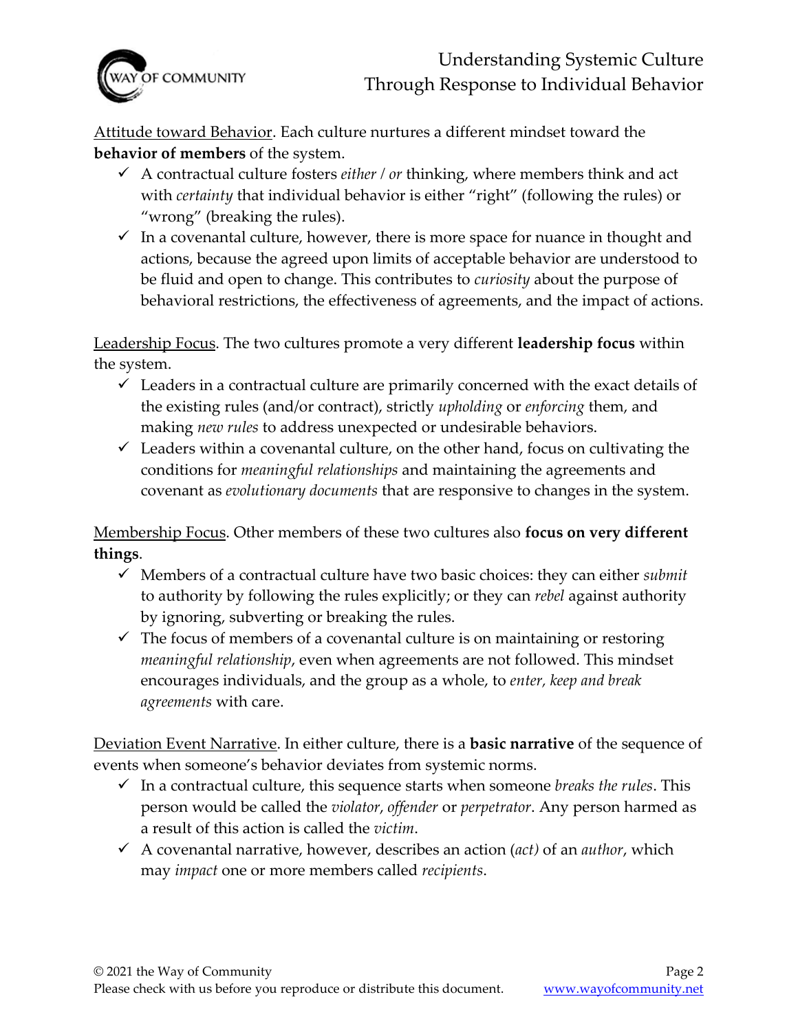<u>Attitude toward Behavior</u>. Each culture nurtures a different mindset toward the **behavior of members** of the system.

- ✓ A contractual culture fosters *either / or* thinking, where members think and act with *certainty* that individual behavior is either "right" (following the rules) or "wrong" (breaking the rules).
- ✓ In a covenantal culture, however, there is more space for nuance in thought and actions, because the agreed upon limits of acceptable behavior are understood to be fluid and open to change. This contributes to *curiosity* about the purpose of behavioral restrictions, the effectiveness of agreements, and the impact of actions.

<u>Leadership Focus</u>. The two cultures promote a very different **leadership focus** within the system.

- ✓ Leaders in a contractual culture are primarily concerned with the exact details of the existing rules (and/or contract), strictly *upholding* or *enforcing* them, and making *new rules* to address unexpected or undesirable behaviors.
- ✓ Leaders within a covenantal culture, on the other hand, focus on cultivating the conditions for *meaningful relationships* and maintaining the agreements and covenant as *evolutionary documents* that are responsive to changes in the system.

<u>Membership Focus</u>. Other members of these two cultures also **focus on very different things**.

- ✓ Members of a contractual culture have two basic choices: they can either *submit* to authority by following the rules explicitly; or they can *rebel* against authority by ignoring, subverting or breaking the rules.
- ✓ The focus of members of a covenantal culture is on maintaining or restoring *meaningful relationship*, even when agreements are not followed. This mindset encourages individuals, and the group as a whole, to *enter, keep and break agreements* with care.

<u>Deviation Event Narrative</u>. In either culture, there is a **basic narrative** of the sequence of events when someone's behavior deviates from systemic norms.

- ✓ In a contractual culture, this sequence starts when someone *breaks the rules*. This person would be called the *violator*, *offender* or *perpetrator*. Any person harmed as a result of this action is called the *victim*.
- ✓ A covenantal narrative, however, describes an action (*act)* of an *author*, which may *impact* one or more members called *recipients*.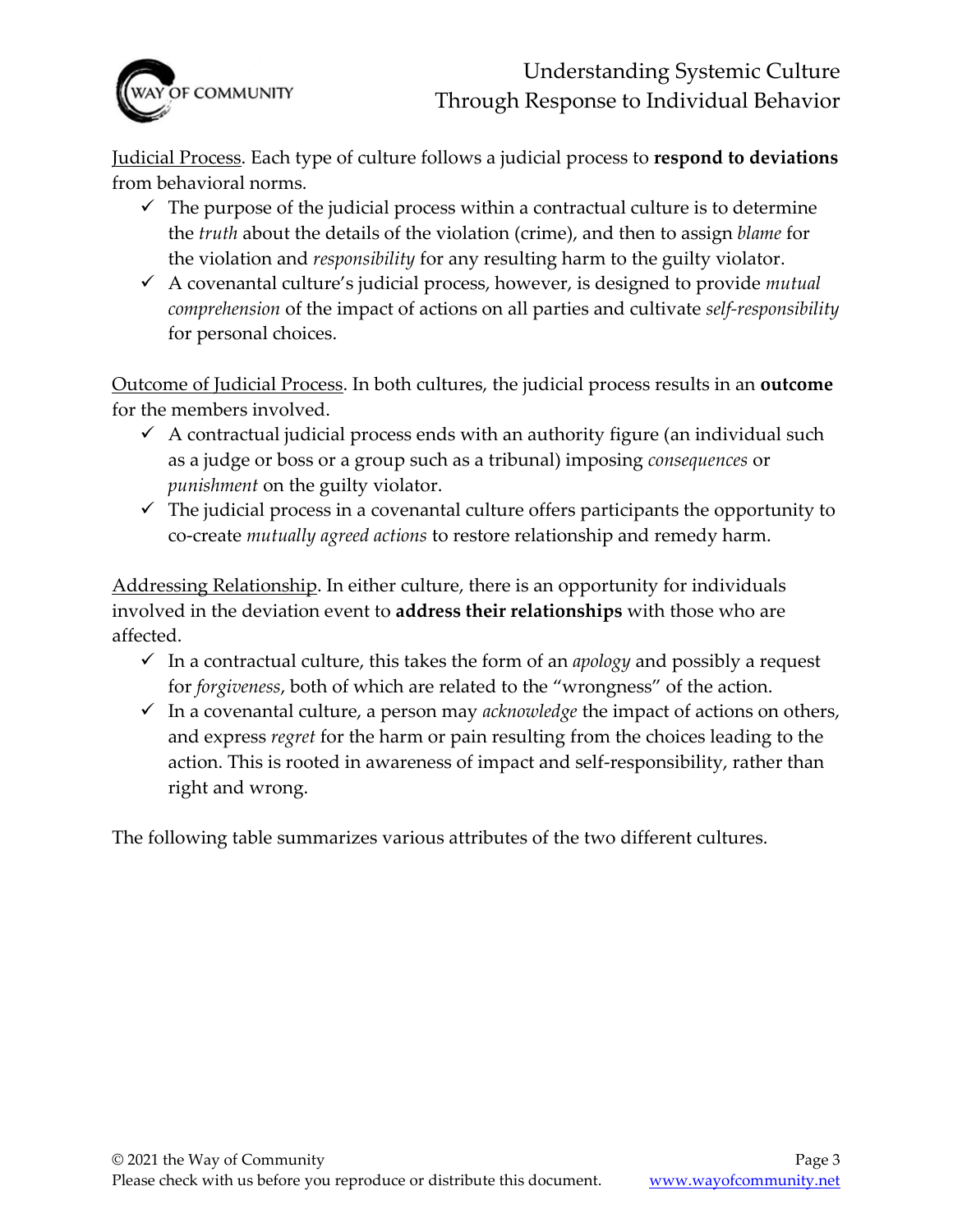<u>Judicial Process</u>. Each type of culture follows a judicial process to **respond to deviations** from behavioral norms.

- ✓ The purpose of the judicial process within a contractual culture is to determine the *truth* about the details of the violation (crime), and then to assign *blame* for the violation and *responsibility* for any resulting harm to the guilty violator.
- ✓ A covenantal culture's judicial process, however, is designed to provide *mutual comprehension* of the impact of actions on all parties and cultivate *self-responsibility* for personal choices.

<u>Outcome of Judicial Process</u>. In both cultures, the judicial process results in an **outcome** for the members involved.

- ✓ A contractual judicial process ends with an authority figure (an individual such as a judge or boss or a group such as a tribunal) imposing *consequences* or *punishment* on the guilty violator.
- ✓ The judicial process in a covenantal culture offers participants the opportunity to co-create *mutually agreed actions* to restore relationship and remedy harm.

<u>Addressing Relationship</u>. In either culture, there is an opportunity for individuals involved in the deviation event to **address their relationships** with those who are affected.

- ✓ In a contractual culture, this takes the form of an *apology* and possibly a request for *forgiveness*, both of which are related to the "wrongness" of the action.
- ✓ In a covenantal culture, a person may *acknowledge* the impact of actions on others, and express *regret* for the harm or pain resulting from the choices leading to the action. This is rooted in awareness of impact and self-responsibility, rather than right and wrong.

The following table summarizes various attributes of the two different cultures.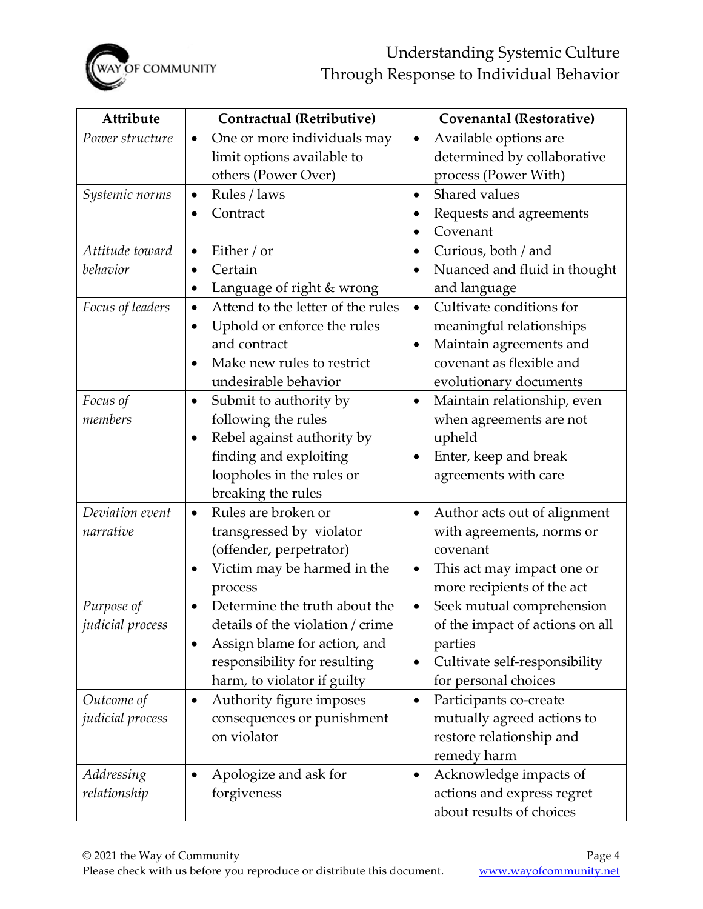# Understanding Systemic Culture Through Response to Individual Behavior

| Attribute | Contractual (Retributive) | Covenantal (Restorative) |
|---|---|---|
| *Power structure* | • One or more individuals may limit options available to others (Power Over) | • Available options are determined by collaborative process (Power With) |
| *Systemic norms* | • Rules / laws<br>• Contract | • Shared values<br>• Requests and agreements<br>• Covenant |
| *Attitude toward behavior* | • Either / or<br>• Certain<br>• Language of right & wrong | • Curious, both / and<br>• Nuanced and fluid in thought and language |
| *Focus of leaders* | • Attend to the letter of the rules<br>• Uphold or enforce the rules and contract<br>• Make new rules to restrict undesirable behavior | • Cultivate conditions for meaningful relationships<br>• Maintain agreements and covenant as flexible and evolutionary documents |
| *Focus of members* | • Submit to authority by following the rules<br>• Rebel against authority by finding and exploiting loopholes in the rules or breaking the rules | • Maintain relationship, even when agreements are not upheld<br>• Enter, keep and break agreements with care |
| *Deviation event narrative* | • Rules are broken or transgressed by violator (offender, perpetrator)<br>• Victim may be harmed in the process | • Author acts out of alignment with agreements, norms or covenant<br>• This act may impact one or more recipients of the act |
| *Purpose of judicial process* | • Determine the truth about the details of the violation / crime<br>• Assign blame for action, and responsibility for resulting harm, to violator if guilty | • Seek mutual comprehension of the impact of actions on all parties<br>• Cultivate self-responsibility for personal choices |
| *Outcome of judicial process* | • Authority figure imposes consequences or punishment on violator | • Participants co-create mutually agreed actions to restore relationship and remedy harm |
| *Addressing relationship* | • Apologize and ask for forgiveness | • Acknowledge impacts of actions and express regret about results of choices |

© 2021 the Way of Community
Please check with us before you reproduce or distribute this document.
www.wayofcommunity.net